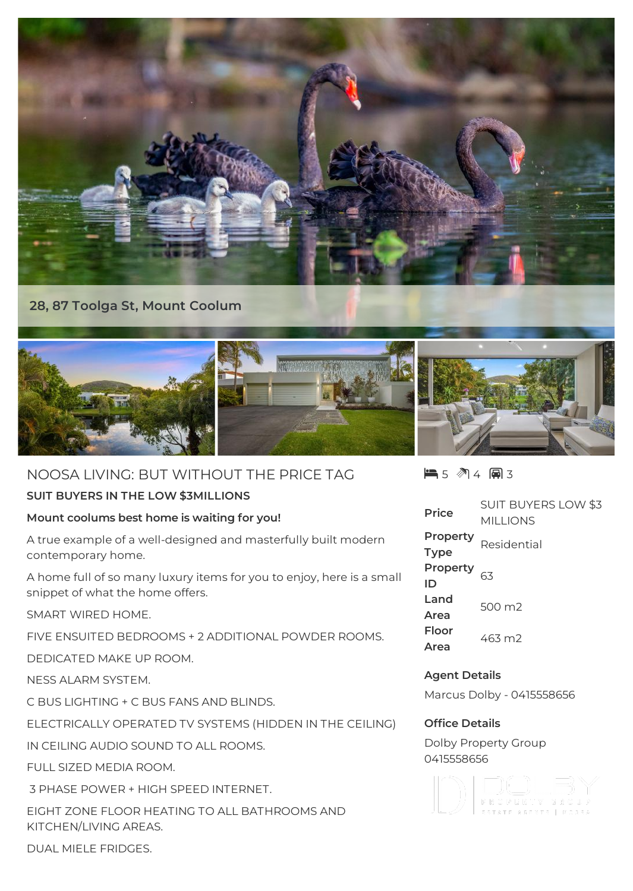# 28, 87 Toolga St, Mount Coolum

## NOOSA LIVING: BUT WITHOUT THE PRICE TAG

**SUIT BUYERS IN THE LOW $3MILLIONS**

**Mount coolums best home is waiting for you!**

A true example of a well-designed and masterfully built modern contemporary home.

A home full of so many luxury items for you to enjoy, here is a small snippet of what the home offers.

SMART WIRED HOME.

FIVE ENSUITED BEDROOMS + 2 ADDITIONAL POWDER ROOMS.

DEDICATED MAKE UP ROOM.

NESS ALARM SYSTEM.

C BUS LIGHTING + C BUS FANS AND BLINDS.

ELECTRICALLY OPERATED TV SYSTEMS (HIDDEN IN THE CEILING)

IN CEILING AUDIO SOUND TO ALL ROOMS.

FULL SIZED MEDIA ROOM.

3 PHASE POWER + HIGH SPEED INTERNET.

EIGHT ZONE FLOOR HEATING TO ALL BATHROOMS AND KITCHEN/LIVING AREAS.

DUAL MIELE FRIDGES.

5 4 3

| | |
|---|---|
| **Price** | SUIT BUYERS LOW $3 MILLIONS |
| **Property Type** | Residential |
| **Property ID** | 63 |
| **Land Area** | 500 m2 |
| **Floor Area** | 463 m2 |

**Agent Details**

Marcus Dolby - 0415558656

**Office Details**

Dolby Property Group
0415558656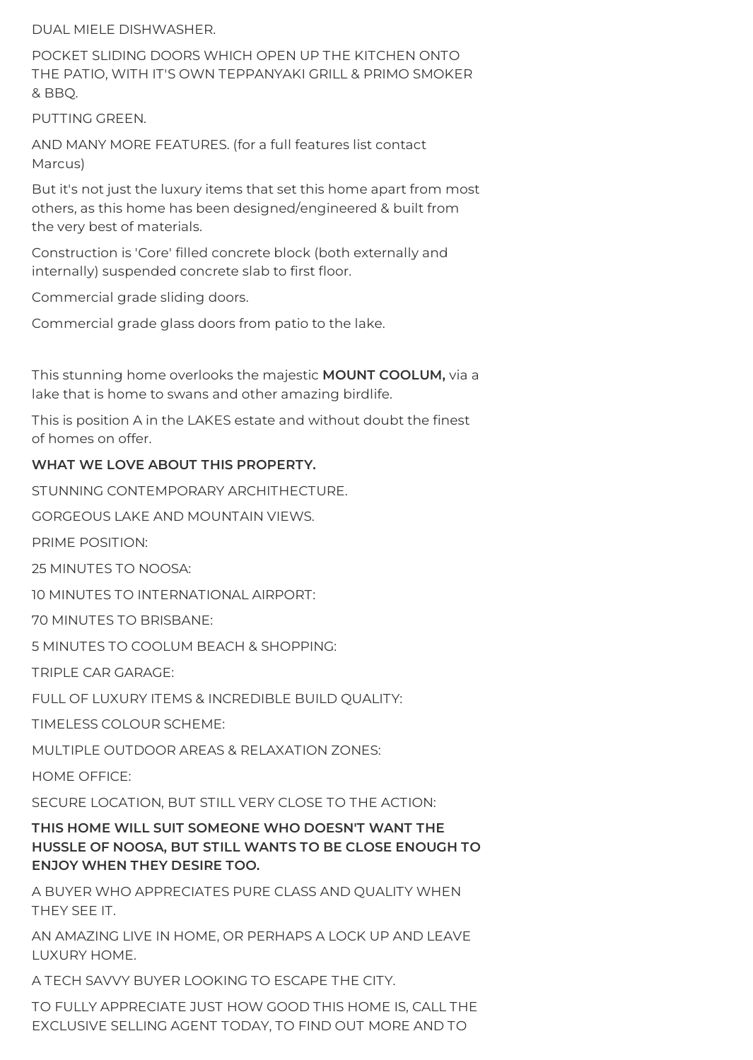DUAL MIELE DISHWASHER.

POCKET SLIDING DOORS WHICH OPEN UP THE KITCHEN ONTO THE PATIO, WITH IT'S OWN TEPPANYAKI GRILL & PRIMO SMOKER & BBQ.

PUTTING GREEN.

AND MANY MORE FEATURES. (for a full features list contact Marcus)

But it's not just the luxury items that set this home apart from most others, as this home has been designed/engineered & built from the very best of materials.

Construction is 'Core' filled concrete block (both externally and internally) suspended concrete slab to first floor.

Commercial grade sliding doors.

Commercial grade glass doors from patio to the lake.

This stunning home overlooks the majestic **MOUNT COOLUM,** via a lake that is home to swans and other amazing birdlife.

This is position A in the LAKES estate and without doubt the finest of homes on offer.

**WHAT WE LOVE ABOUT THIS PROPERTY.**

STUNNING CONTEMPORARY ARCHITHECTURE.

GORGEOUS LAKE AND MOUNTAIN VIEWS.

PRIME POSITION:

25 MINUTES TO NOOSA:

10 MINUTES TO INTERNATIONAL AIRPORT:

70 MINUTES TO BRISBANE:

5 MINUTES TO COOLUM BEACH & SHOPPING:

TRIPLE CAR GARAGE:

FULL OF LUXURY ITEMS & INCREDIBLE BUILD QUALITY:

TIMELESS COLOUR SCHEME:

MULTIPLE OUTDOOR AREAS & RELAXATION ZONES:

HOME OFFICE:

SECURE LOCATION, BUT STILL VERY CLOSE TO THE ACTION:

**THIS HOME WILL SUIT SOMEONE WHO DOESN'T WANT THE HUSSLE OF NOOSA, BUT STILL WANTS TO BE CLOSE ENOUGH TO ENJOY WHEN THEY DESIRE TOO.**

A BUYER WHO APPRECIATES PURE CLASS AND QUALITY WHEN THEY SEE IT.

AN AMAZING LIVE IN HOME, OR PERHAPS A LOCK UP AND LEAVE LUXURY HOME.

A TECH SAVVY BUYER LOOKING TO ESCAPE THE CITY.

TO FULLY APPRECIATE JUST HOW GOOD THIS HOME IS, CALL THE EXCLUSIVE SELLING AGENT TODAY, TO FIND OUT MORE AND TO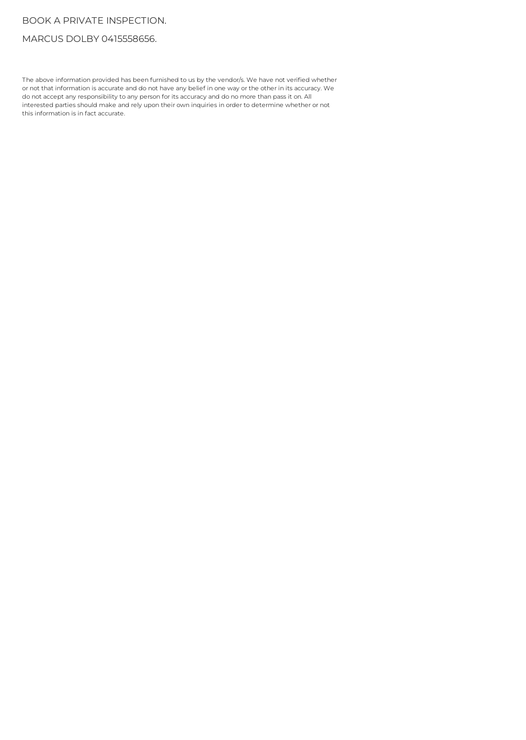BOOK A PRIVATE INSPECTION.

MARCUS DOLBY 0415558656.

The above information provided has been furnished to us by the vendor/s. We have not verified whether or not that information is accurate and do not have any belief in one way or the other in its accuracy. We do not accept any responsibility to any person for its accuracy and do no more than pass it on. All interested parties should make and rely upon their own inquiries in order to determine whether or not this information is in fact accurate.